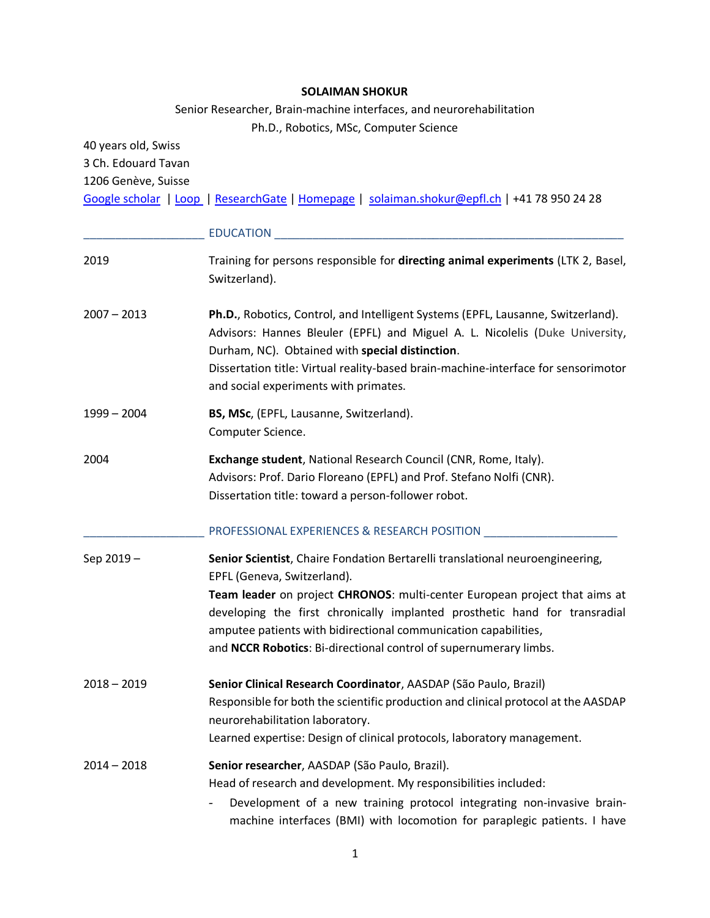# SOLAIMAN SHOKUR

Senior Researcher, Brain-machine interfaces, and neurorehabilitation

Ph.D., Robotics, MSc, Computer Science

40 years old, Swiss
3 Ch. Edouard Tavan
1206 Genève, Suisse

Google scholar | Loop | ResearchGate | Homepage | solaiman.shokur@epfl.ch | +41 78 950 24 28

## EDUCATION

| | |
|---|---|
| 2019 | Training for persons responsible for **directing animal experiments** (LTK 2, Basel, Switzerland). |
| 2007 – 2013 | **Ph.D.**, Robotics, Control, and Intelligent Systems (EPFL, Lausanne, Switzerland). Advisors: Hannes Bleuler (EPFL) and Miguel A. L. Nicolelis (Duke University, Durham, NC). Obtained with **special distinction**. Dissertation title: Virtual reality-based brain-machine-interface for sensorimotor and social experiments with primates. |
| 1999 – 2004 | **BS, MSc**, (EPFL, Lausanne, Switzerland). Computer Science. |
| 2004 | **Exchange student**, National Research Council (CNR, Rome, Italy). Advisors: Prof. Dario Floreano (EPFL) and Prof. Stefano Nolfi (CNR). Dissertation title: toward a person-follower robot. |

## PROFESSIONAL EXPERIENCES & RESEARCH POSITION

**Sep 2019 –**

**Senior Scientist**, Chaire Fondation Bertarelli translational neuroengineering, EPFL (Geneva, Switzerland).

**Team leader** on project **CHRONOS**: multi-center European project that aims at developing the first chronically implanted prosthetic hand for transradial amputee patients with bidirectional communication capabilities,
and **NCCR Robotics**: Bi-directional control of supernumerary limbs.

**2018 – 2019**

**Senior Clinical Research Coordinator**, AASDAP (São Paulo, Brazil)

Responsible for both the scientific production and clinical protocol at the AASDAP neurorehabilitation laboratory.

Learned expertise: Design of clinical protocols, laboratory management.

**2014 – 2018**

**Senior researcher**, AASDAP (São Paulo, Brazil).

Head of research and development. My responsibilities included:

- Development of a new training protocol integrating non-invasive brain-machine interfaces (BMI) with locomotion for paraplegic patients. I have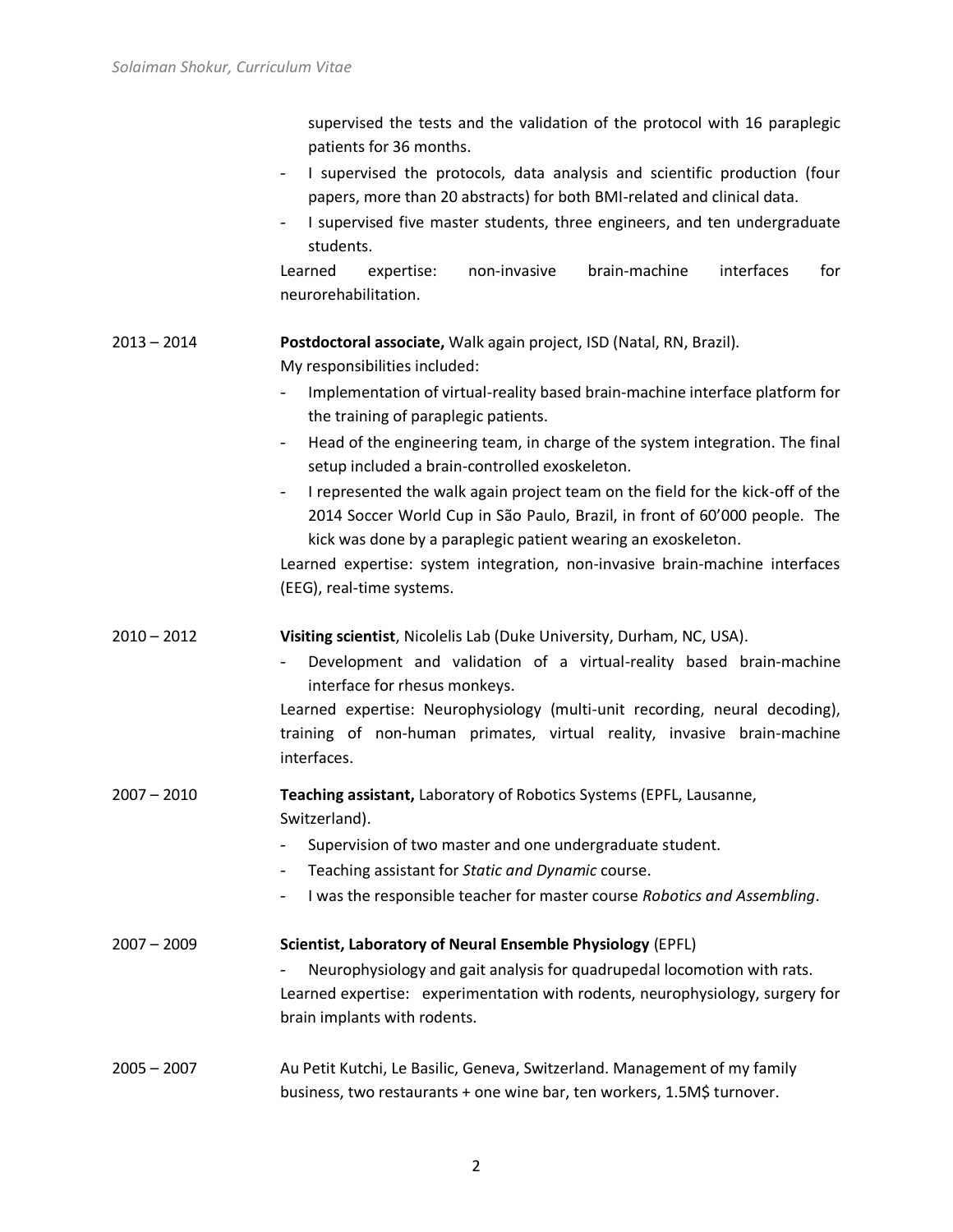supervised the tests and the validation of the protocol with 16 paraplegic patients for 36 months.
- I supervised the protocols, data analysis and scientific production (four papers, more than 20 abstracts) for both BMI-related and clinical data.
- I supervised five master students, three engineers, and ten undergraduate students.

Learned expertise: non-invasive brain-machine interfaces for neurorehabilitation.

2013 – 2014 **Postdoctoral associate,** Walk again project, ISD (Natal, RN, Brazil).

My responsibilities included:

- Implementation of virtual-reality based brain-machine interface platform for the training of paraplegic patients.
- Head of the engineering team, in charge of the system integration. The final setup included a brain-controlled exoskeleton.
- I represented the walk again project team on the field for the kick-off of the 2014 Soccer World Cup in São Paulo, Brazil, in front of 60'000 people. The kick was done by a paraplegic patient wearing an exoskeleton.

Learned expertise: system integration, non-invasive brain-machine interfaces (EEG), real-time systems.

2010 – 2012 **Visiting scientist**, Nicolelis Lab (Duke University, Durham, NC, USA).

- Development and validation of a virtual-reality based brain-machine interface for rhesus monkeys.

Learned expertise: Neurophysiology (multi-unit recording, neural decoding), training of non-human primates, virtual reality, invasive brain-machine interfaces.

2007 – 2010 **Teaching assistant,** Laboratory of Robotics Systems (EPFL, Lausanne, Switzerland).

- Supervision of two master and one undergraduate student.
- Teaching assistant for *Static and Dynamic* course.
- I was the responsible teacher for master course *Robotics and Assembling*.

2007 – 2009 **Scientist, Laboratory of Neural Ensemble Physiology** (EPFL)

- Neurophysiology and gait analysis for quadrupedal locomotion with rats.

Learned expertise: experimentation with rodents, neurophysiology, surgery for brain implants with rodents.

2005 – 2007 Au Petit Kutchi, Le Basilic, Geneva, Switzerland. Management of my family business, two restaurants + one wine bar, ten workers, 1.5M$ turnover.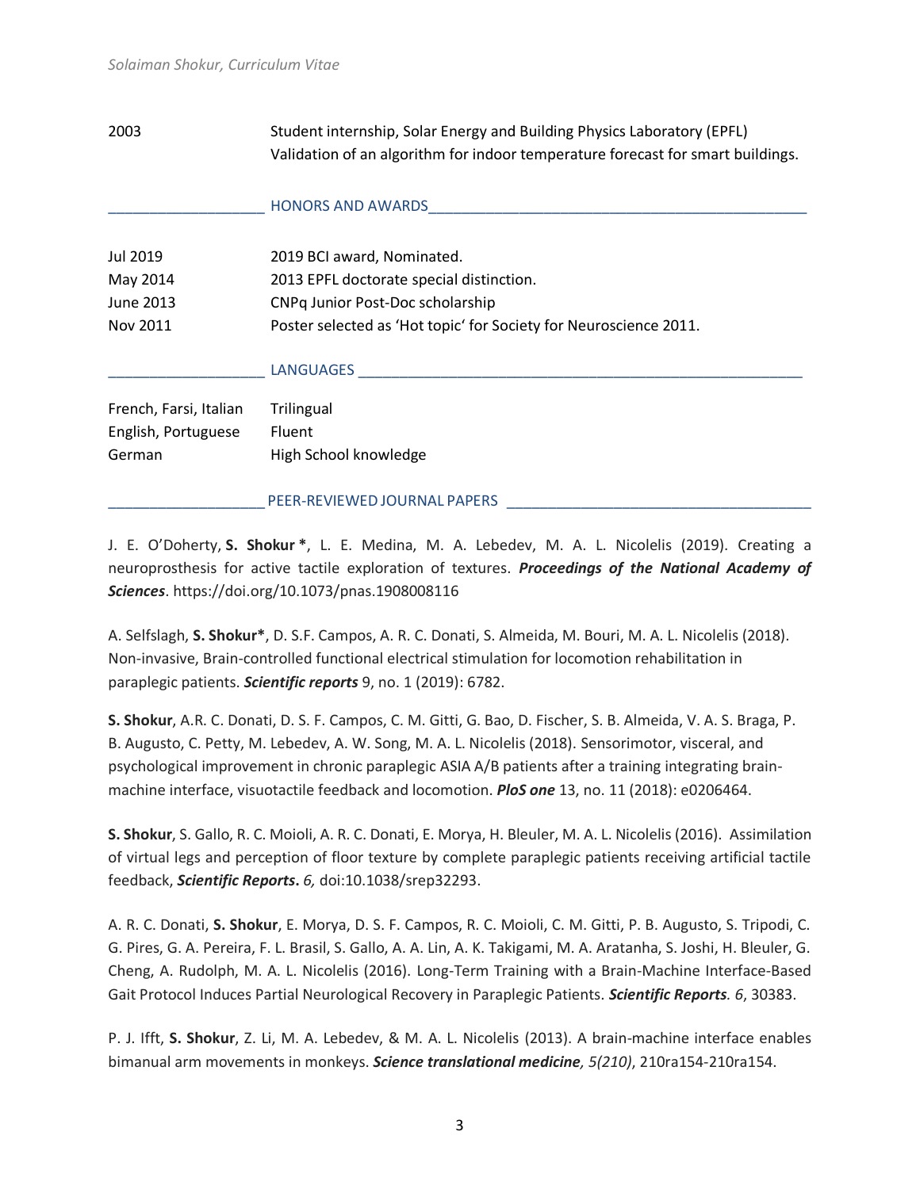| | |
|---|---|
| 2003 | Student internship, Solar Energy and Building Physics Laboratory (EPFL)<br>Validation of an algorithm for indoor temperature forecast for smart buildings. |

## HONORS AND AWARDS

| | |
|---|---|
| Jul 2019 | 2019 BCI award, Nominated. |
| May 2014 | 2013 EPFL doctorate special distinction. |
| June 2013 | CNPq Junior Post-Doc scholarship |
| Nov 2011 | Poster selected as 'Hot topic' for Society for Neuroscience 2011. |

## LANGUAGES

| | |
|---|---|
| French, Farsi, Italian | Trilingual |
| English, Portuguese | Fluent |
| German | High School knowledge |

## PEER-REVIEWED JOURNAL PAPERS

J. E. O'Doherty, **S. Shokur \***, L. E. Medina, M. A. Lebedev, M. A. L. Nicolelis (2019). Creating a neuroprosthesis for active tactile exploration of textures. ***Proceedings of the National Academy of Sciences***. https://doi.org/10.1073/pnas.1908008116

A. Selfslagh, **S. Shokur\***, D. S.F. Campos, A. R. C. Donati, S. Almeida, M. Bouri, M. A. L. Nicolelis (2018). Non-invasive, Brain-controlled functional electrical stimulation for locomotion rehabilitation in paraplegic patients. ***Scientific reports*** 9, no. 1 (2019): 6782.

**S. Shokur**, A.R. C. Donati, D. S. F. Campos, C. M. Gitti, G. Bao, D. Fischer, S. B. Almeida, V. A. S. Braga, P. B. Augusto, C. Petty, M. Lebedev, A. W. Song, M. A. L. Nicolelis (2018). Sensorimotor, visceral, and psychological improvement in chronic paraplegic ASIA A/B patients after a training integrating brain-machine interface, visuotactile feedback and locomotion. ***PloS one*** 13, no. 11 (2018): e0206464.

**S. Shokur**, S. Gallo, R. C. Moioli, A. R. C. Donati, E. Morya, H. Bleuler, M. A. L. Nicolelis (2016). Assimilation of virtual legs and perception of floor texture by complete paraplegic patients receiving artificial tactile feedback, ***Scientific Reports***. *6,* doi:10.1038/srep32293.

A. R. C. Donati, **S. Shokur**, E. Morya, D. S. F. Campos, R. C. Moioli, C. M. Gitti, P. B. Augusto, S. Tripodi, C. G. Pires, G. A. Pereira, F. L. Brasil, S. Gallo, A. A. Lin, A. K. Takigami, M. A. Aratanha, S. Joshi, H. Bleuler, G. Cheng, A. Rudolph, M. A. L. Nicolelis (2016). Long-Term Training with a Brain-Machine Interface-Based Gait Protocol Induces Partial Neurological Recovery in Paraplegic Patients. ***Scientific Reports****. 6*, 30383.

P. J. Ifft, **S. Shokur**, Z. Li, M. A. Lebedev, & M. A. L. Nicolelis (2013). A brain-machine interface enables bimanual arm movements in monkeys. ***Science translational medicine,*** *5(210)*, 210ra154-210ra154.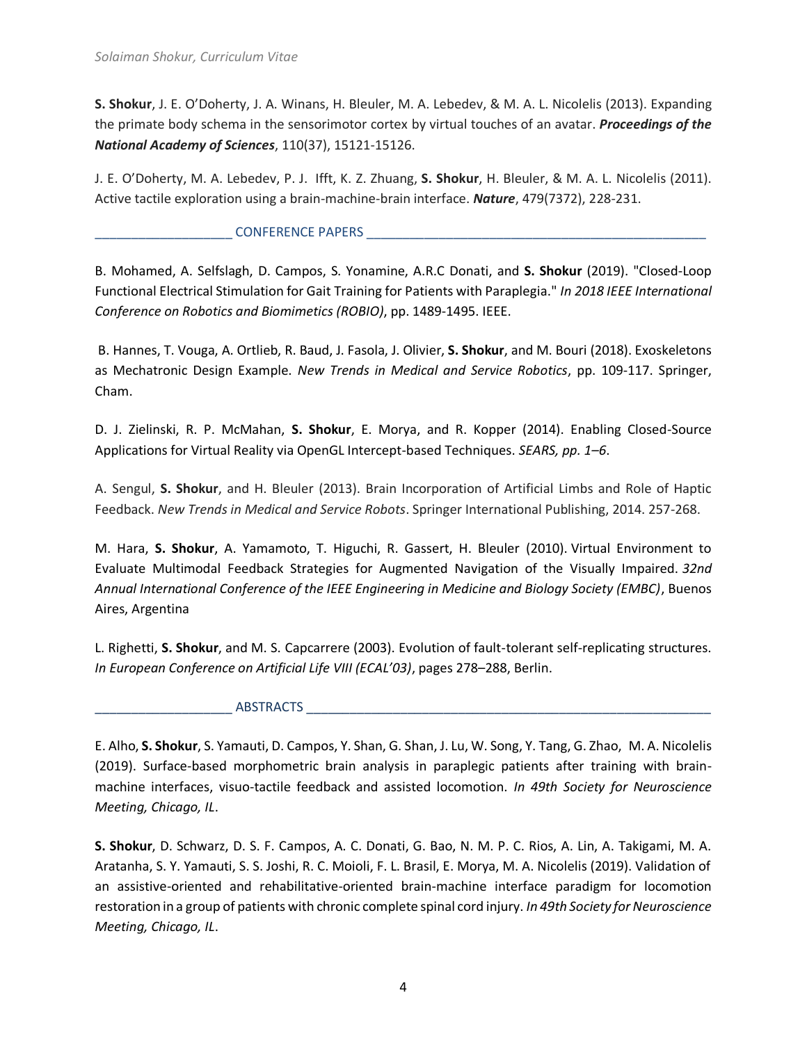**S. Shokur**, J. E. O'Doherty, J. A. Winans, H. Bleuler, M. A. Lebedev, & M. A. L. Nicolelis (2013). Expanding the primate body schema in the sensorimotor cortex by virtual touches of an avatar. ***Proceedings of the National Academy of Sciences***, 110(37), 15121-15126.

J. E. O'Doherty, M. A. Lebedev, P. J. Ifft, K. Z. Zhuang, **S. Shokur**, H. Bleuler, & M. A. L. Nicolelis (2011). Active tactile exploration using a brain-machine-brain interface. ***Nature***, 479(7372), 228-231.

## CONFERENCE PAPERS

B. Mohamed, A. Selfslagh, D. Campos, S. Yonamine, A.R.C Donati, and **S. Shokur** (2019). "Closed-Loop Functional Electrical Stimulation for Gait Training for Patients with Paraplegia." *In 2018 IEEE International Conference on Robotics and Biomimetics (ROBIO)*, pp. 1489-1495. IEEE.

B. Hannes, T. Vouga, A. Ortlieb, R. Baud, J. Fasola, J. Olivier, **S. Shokur**, and M. Bouri (2018). Exoskeletons as Mechatronic Design Example. *New Trends in Medical and Service Robotics*, pp. 109-117. Springer, Cham.

D. J. Zielinski, R. P. McMahan, **S. Shokur**, E. Morya, and R. Kopper (2014). Enabling Closed-Source Applications for Virtual Reality via OpenGL Intercept-based Techniques. *SEARS, pp. 1–6*.

A. Sengul, **S. Shokur**, and H. Bleuler (2013). Brain Incorporation of Artificial Limbs and Role of Haptic Feedback. *New Trends in Medical and Service Robots*. Springer International Publishing, 2014. 257-268.

M. Hara, **S. Shokur**, A. Yamamoto, T. Higuchi, R. Gassert, H. Bleuler (2010). Virtual Environment to Evaluate Multimodal Feedback Strategies for Augmented Navigation of the Visually Impaired. *32nd Annual International Conference of the IEEE Engineering in Medicine and Biology Society (EMBC)*, Buenos Aires, Argentina

L. Righetti, **S. Shokur**, and M. S. Capcarrere (2003). Evolution of fault-tolerant self-replicating structures. *In European Conference on Artificial Life VIII (ECAL'03)*, pages 278–288, Berlin.

## ABSTRACTS

E. Alho, **S. Shokur**, S. Yamauti, D. Campos, Y. Shan, G. Shan, J. Lu, W. Song, Y. Tang, G. Zhao, M. A. Nicolelis (2019). Surface-based morphometric brain analysis in paraplegic patients after training with brain-machine interfaces, visuo-tactile feedback and assisted locomotion. *In 49th Society for Neuroscience Meeting, Chicago, IL*.

**S. Shokur**, D. Schwarz, D. S. F. Campos, A. C. Donati, G. Bao, N. M. P. C. Rios, A. Lin, A. Takigami, M. A. Aratanha, S. Y. Yamauti, S. S. Joshi, R. C. Moioli, F. L. Brasil, E. Morya, M. A. Nicolelis (2019). Validation of an assistive-oriented and rehabilitative-oriented brain-machine interface paradigm for locomotion restoration in a group of patients with chronic complete spinal cord injury. *In 49th Society for Neuroscience Meeting, Chicago, IL*.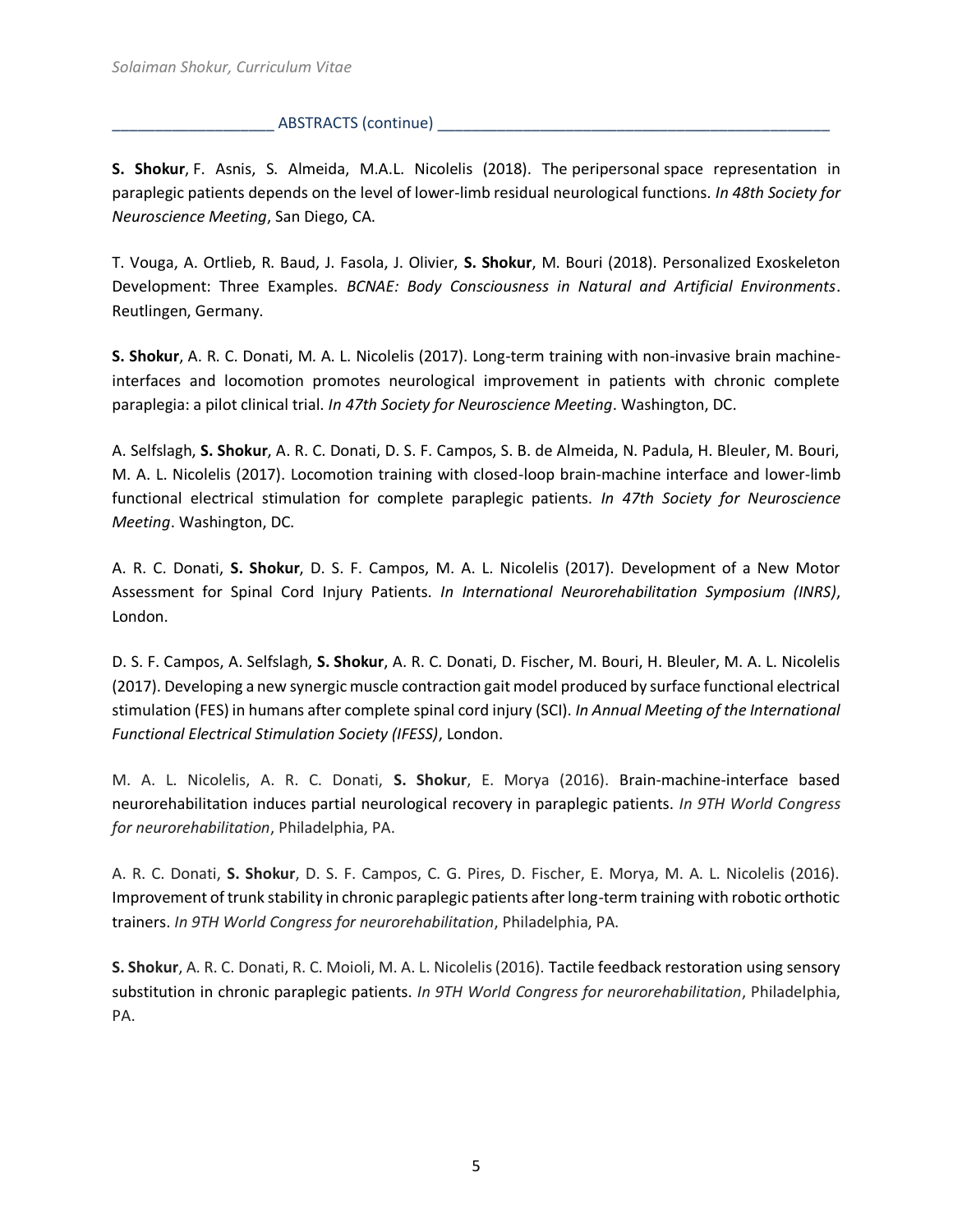## ABSTRACTS (continue)

**S. Shokur**, F. Asnis, S. Almeida, M.A.L. Nicolelis (2018). The peripersonal space representation in paraplegic patients depends on the level of lower-limb residual neurological functions. *In 48th Society for Neuroscience Meeting*, San Diego, CA.

T. Vouga, A. Ortlieb, R. Baud, J. Fasola, J. Olivier, **S. Shokur**, M. Bouri (2018). Personalized Exoskeleton Development: Three Examples. *BCNAE: Body Consciousness in Natural and Artificial Environments*. Reutlingen, Germany.

**S. Shokur**, A. R. C. Donati, M. A. L. Nicolelis (2017). Long-term training with non-invasive brain machine-interfaces and locomotion promotes neurological improvement in patients with chronic complete paraplegia: a pilot clinical trial. *In 47th Society for Neuroscience Meeting*. Washington, DC.

A. Selfslagh, **S. Shokur**, A. R. C. Donati, D. S. F. Campos, S. B. de Almeida, N. Padula, H. Bleuler, M. Bouri, M. A. L. Nicolelis (2017). Locomotion training with closed-loop brain-machine interface and lower-limb functional electrical stimulation for complete paraplegic patients. *In 47th Society for Neuroscience Meeting*. Washington, DC.

A. R. C. Donati, **S. Shokur**, D. S. F. Campos, M. A. L. Nicolelis (2017). Development of a New Motor Assessment for Spinal Cord Injury Patients. *In International Neurorehabilitation Symposium (INRS)*, London.

D. S. F. Campos, A. Selfslagh, **S. Shokur**, A. R. C. Donati, D. Fischer, M. Bouri, H. Bleuler, M. A. L. Nicolelis (2017). Developing a new synergic muscle contraction gait model produced by surface functional electrical stimulation (FES) in humans after complete spinal cord injury (SCI). *In Annual Meeting of the International Functional Electrical Stimulation Society (IFESS)*, London.

M. A. L. Nicolelis, A. R. C. Donati, **S. Shokur**, E. Morya (2016). Brain-machine-interface based neurorehabilitation induces partial neurological recovery in paraplegic patients. *In 9TH World Congress for neurorehabilitation*, Philadelphia, PA.

A. R. C. Donati, **S. Shokur**, D. S. F. Campos, C. G. Pires, D. Fischer, E. Morya, M. A. L. Nicolelis (2016). Improvement of trunk stability in chronic paraplegic patients after long-term training with robotic orthotic trainers. *In 9TH World Congress for neurorehabilitation*, Philadelphia, PA.

**S. Shokur**, A. R. C. Donati, R. C. Moioli, M. A. L. Nicolelis (2016). Tactile feedback restoration using sensory substitution in chronic paraplegic patients. *In 9TH World Congress for neurorehabilitation*, Philadelphia, PA.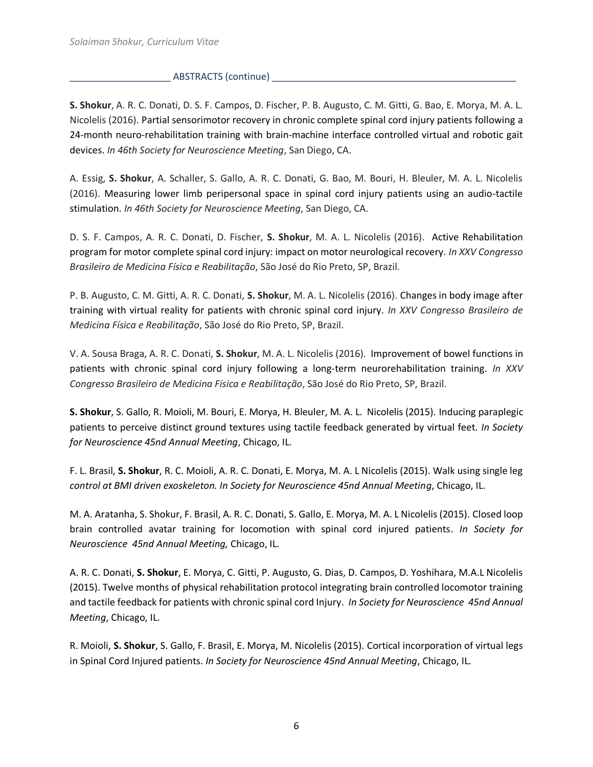## ABSTRACTS (continue)

**S. Shokur**, A. R. C. Donati, D. S. F. Campos, D. Fischer, P. B. Augusto, C. M. Gitti, G. Bao, E. Morya, M. A. L. Nicolelis (2016). Partial sensorimotor recovery in chronic complete spinal cord injury patients following a 24-month neuro-rehabilitation training with brain-machine interface controlled virtual and robotic gait devices. *In 46th Society for Neuroscience Meeting*, San Diego, CA.

A. Essig, **S. Shokur**, A. Schaller, S. Gallo, A. R. C. Donati, G. Bao, M. Bouri, H. Bleuler, M. A. L. Nicolelis (2016). Measuring lower limb peripersonal space in spinal cord injury patients using an audio-tactile stimulation. *In 46th Society for Neuroscience Meeting*, San Diego, CA.

D. S. F. Campos, A. R. C. Donati, D. Fischer, **S. Shokur**, M. A. L. Nicolelis (2016). Active Rehabilitation program for motor complete spinal cord injury: impact on motor neurological recovery. *In XXV Congresso Brasileiro de Medicina Física e Reabilitação*, São José do Rio Preto, SP, Brazil.

P. B. Augusto, C. M. Gitti, A. R. C. Donati, **S. Shokur**, M. A. L. Nicolelis (2016). Changes in body image after training with virtual reality for patients with chronic spinal cord injury. *In XXV Congresso Brasileiro de Medicina Física e Reabilitação*, São José do Rio Preto, SP, Brazil.

V. A. Sousa Braga, A. R. C. Donati, **S. Shokur**, M. A. L. Nicolelis (2016). Improvement of bowel functions in patients with chronic spinal cord injury following a long-term neurorehabilitation training. *In XXV Congresso Brasileiro de Medicina Física e Reabilitação*, São José do Rio Preto, SP, Brazil.

**S. Shokur**, S. Gallo, R. Moioli, M. Bouri, E. Morya, H. Bleuler, M. A. L. Nicolelis (2015). Inducing paraplegic patients to perceive distinct ground textures using tactile feedback generated by virtual feet. *In Society for Neuroscience 45nd Annual Meeting*, Chicago, IL.

F. L. Brasil, **S. Shokur**, R. C. Moioli, A. R. C. Donati, E. Morya, M. A. L Nicolelis (2015). Walk using single leg *control at BMI driven exoskeleton. In Society for Neuroscience 45nd Annual Meeting*, Chicago, IL.

M. A. Aratanha, S. Shokur, F. Brasil, A. R. C. Donati, S. Gallo, E. Morya, M. A. L Nicolelis (2015). Closed loop brain controlled avatar training for locomotion with spinal cord injured patients. *In Society for Neuroscience 45nd Annual Meeting,* Chicago, IL.

A. R. C. Donati, **S. Shokur**, E. Morya, C. Gitti, P. Augusto, G. Dias, D. Campos, D. Yoshihara, M.A.L Nicolelis (2015). Twelve months of physical rehabilitation protocol integrating brain controlled locomotor training and tactile feedback for patients with chronic spinal cord Injury. *In Society for Neuroscience 45nd Annual Meeting*, Chicago, IL.

R. Moioli, **S. Shokur**, S. Gallo, F. Brasil, E. Morya, M. Nicolelis (2015). Cortical incorporation of virtual legs in Spinal Cord Injured patients. *In Society for Neuroscience 45nd Annual Meeting*, Chicago, IL.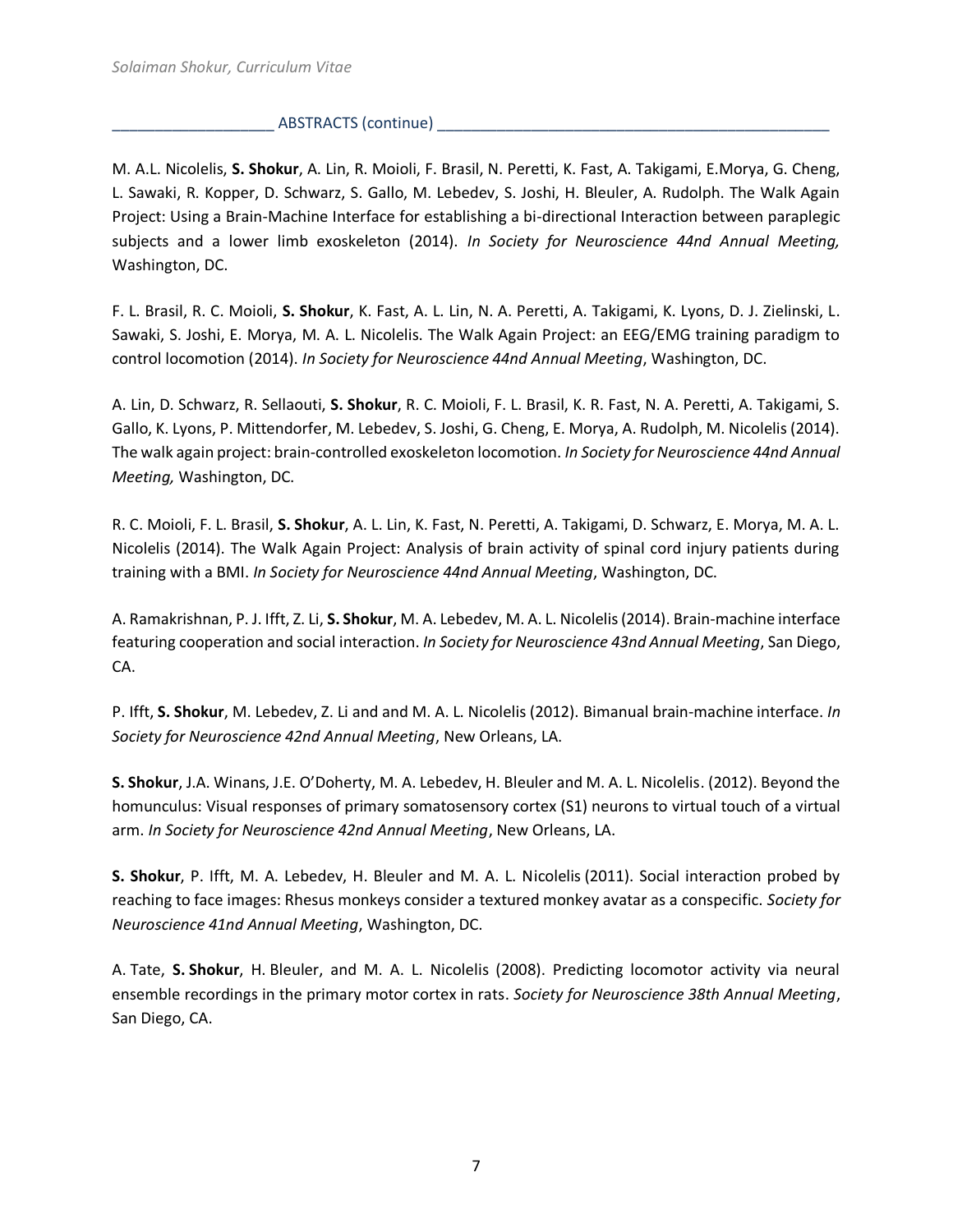## ABSTRACTS (continue)

M. A.L. Nicolelis, **S. Shokur**, A. Lin, R. Moioli, F. Brasil, N. Peretti, K. Fast, A. Takigami, E.Morya, G. Cheng, L. Sawaki, R. Kopper, D. Schwarz, S. Gallo, M. Lebedev, S. Joshi, H. Bleuler, A. Rudolph. The Walk Again Project: Using a Brain-Machine Interface for establishing a bi-directional Interaction between paraplegic subjects and a lower limb exoskeleton (2014). *In Society for Neuroscience 44nd Annual Meeting,* Washington, DC.

F. L. Brasil, R. C. Moioli, **S. Shokur**, K. Fast, A. L. Lin, N. A. Peretti, A. Takigami, K. Lyons, D. J. Zielinski, L. Sawaki, S. Joshi, E. Morya, M. A. L. Nicolelis. The Walk Again Project: an EEG/EMG training paradigm to control locomotion (2014). *In Society for Neuroscience 44nd Annual Meeting*, Washington, DC.

A. Lin, D. Schwarz, R. Sellaouti, **S. Shokur**, R. C. Moioli, F. L. Brasil, K. R. Fast, N. A. Peretti, A. Takigami, S. Gallo, K. Lyons, P. Mittendorfer, M. Lebedev, S. Joshi, G. Cheng, E. Morya, A. Rudolph, M. Nicolelis (2014). The walk again project: brain-controlled exoskeleton locomotion. *In Society for Neuroscience 44nd Annual Meeting,* Washington, DC.

R. C. Moioli, F. L. Brasil, **S. Shokur**, A. L. Lin, K. Fast, N. Peretti, A. Takigami, D. Schwarz, E. Morya, M. A. L. Nicolelis (2014). The Walk Again Project: Analysis of brain activity of spinal cord injury patients during training with a BMI. *In Society for Neuroscience 44nd Annual Meeting*, Washington, DC.

A. Ramakrishnan, P. J. Ifft, Z. Li, **S. Shokur**, M. A. Lebedev, M. A. L. Nicolelis (2014). Brain-machine interface featuring cooperation and social interaction. *In Society for Neuroscience 43nd Annual Meeting*, San Diego, CA.

P. Ifft, **S. Shokur**, M. Lebedev, Z. Li and and M. A. L. Nicolelis (2012). Bimanual brain-machine interface. *In Society for Neuroscience 42nd Annual Meeting*, New Orleans, LA.

**S. Shokur**, J.A. Winans, J.E. O'Doherty, M. A. Lebedev, H. Bleuler and M. A. L. Nicolelis. (2012). Beyond the homunculus: Visual responses of primary somatosensory cortex (S1) neurons to virtual touch of a virtual arm. *In Society for Neuroscience 42nd Annual Meeting*, New Orleans, LA.

**S. Shokur**, P. Ifft, M. A. Lebedev, H. Bleuler and M. A. L. Nicolelis (2011). Social interaction probed by reaching to face images: Rhesus monkeys consider a textured monkey avatar as a conspecific. *Society for Neuroscience 41nd Annual Meeting*, Washington, DC.

A. Tate, **S. Shokur**, H. Bleuler, and M. A. L. Nicolelis (2008). Predicting locomotor activity via neural ensemble recordings in the primary motor cortex in rats. *Society for Neuroscience 38th Annual Meeting*, San Diego, CA.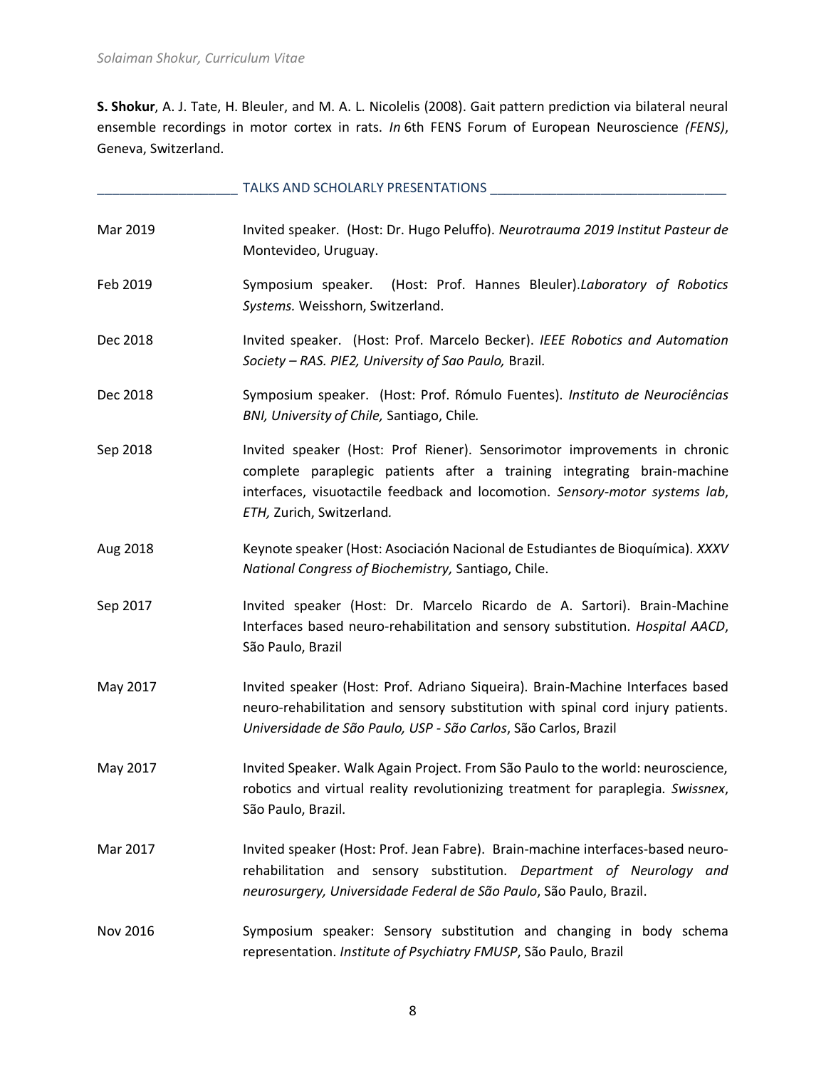**S. Shokur**, A. J. Tate, H. Bleuler, and M. A. L. Nicolelis (2008). Gait pattern prediction via bilateral neural ensemble recordings in motor cortex in rats. *In* 6th FENS Forum of European Neuroscience *(FENS)*, Geneva, Switzerland.

## TALKS AND SCHOLARLY PRESENTATIONS

| | |
|---|---|
| Mar 2019 | Invited speaker. (Host: Dr. Hugo Peluffo). *Neurotrauma 2019 Institut Pasteur de* Montevideo, Uruguay. |
| Feb 2019 | Symposium speaker. (Host: Prof. Hannes Bleuler).*Laboratory of Robotics Systems.* Weisshorn, Switzerland. |
| Dec 2018 | Invited speaker. (Host: Prof. Marcelo Becker). *IEEE Robotics and Automation Society – RAS. PIE2, University of Sao Paulo,* Brazil*.* |
| Dec 2018 | Symposium speaker. (Host: Prof. Rómulo Fuentes). *Instituto de Neurociências BNI, University of Chile,* Santiago, Chile*.* |
| Sep 2018 | Invited speaker (Host: Prof Riener). Sensorimotor improvements in chronic complete paraplegic patients after a training integrating brain-machine interfaces, visuotactile feedback and locomotion. *Sensory-motor systems lab*, *ETH,* Zurich, Switzerland*.* |
| Aug 2018 | Keynote speaker (Host: Asociación Nacional de Estudiantes de Bioquímica). *XXXV National Congress of Biochemistry,* Santiago, Chile. |
| Sep 2017 | Invited speaker (Host: Dr. Marcelo Ricardo de A. Sartori). Brain-Machine Interfaces based neuro-rehabilitation and sensory substitution. *Hospital AACD*, São Paulo, Brazil |
| May 2017 | Invited speaker (Host: Prof. Adriano Siqueira). Brain-Machine Interfaces based neuro-rehabilitation and sensory substitution with spinal cord injury patients. *Universidade de São Paulo, USP - São Carlos*, São Carlos, Brazil |
| May 2017 | Invited Speaker. Walk Again Project. From São Paulo to the world: neuroscience, robotics and virtual reality revolutionizing treatment for paraplegia. *Swissnex*, São Paulo, Brazil. |
| Mar 2017 | Invited speaker (Host: Prof. Jean Fabre). Brain-machine interfaces-based neuro-rehabilitation and sensory substitution. *Department of Neurology and neurosurgery, Universidade Federal de São Paulo*, São Paulo, Brazil. |
| Nov 2016 | Symposium speaker: Sensory substitution and changing in body schema representation. *Institute of Psychiatry FMUSP*, São Paulo, Brazil |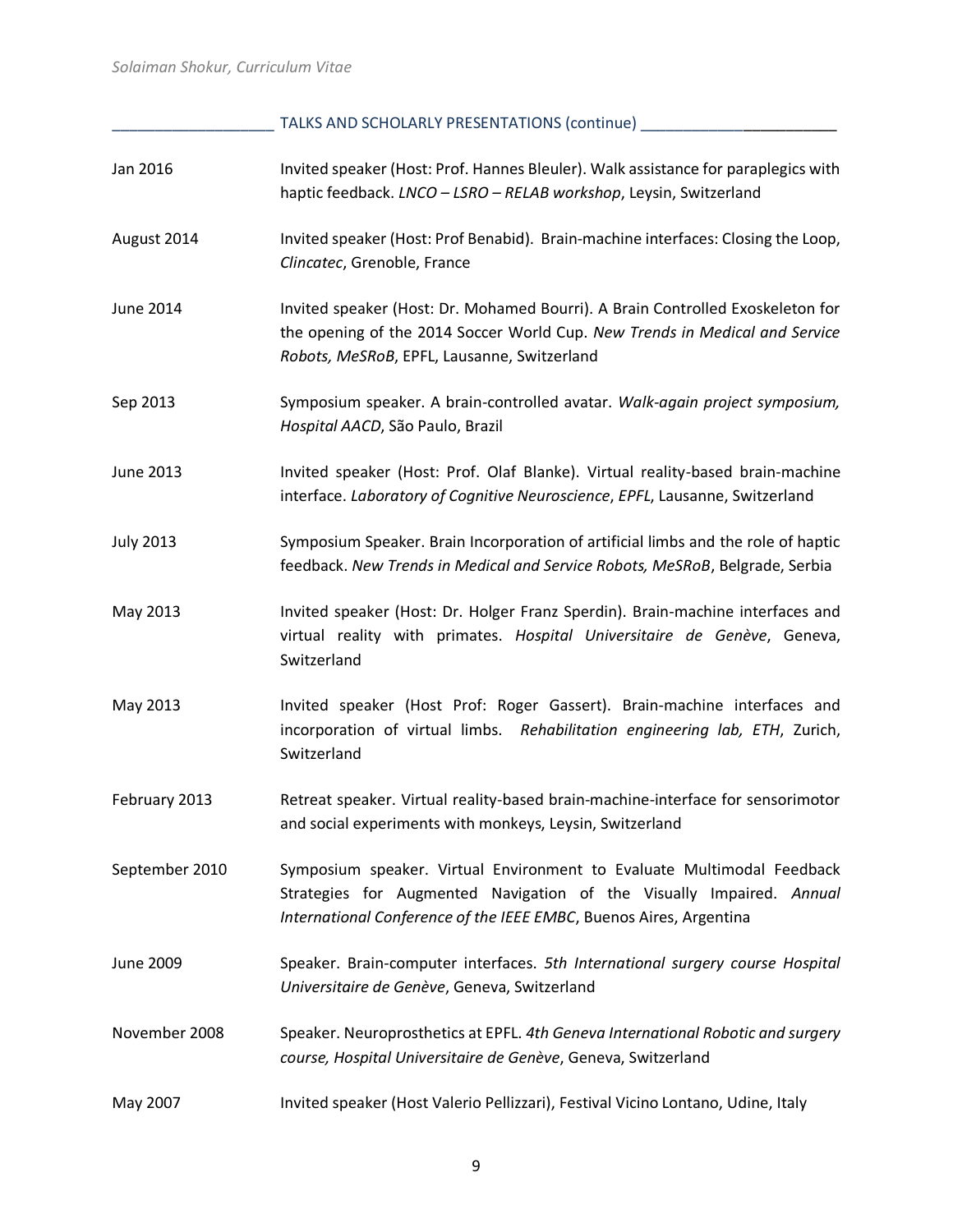## TALKS AND SCHOLARLY PRESENTATIONS (continue)

| | |
|---|---|
| Jan 2016 | Invited speaker (Host: Prof. Hannes Bleuler). Walk assistance for paraplegics with haptic feedback. *LNCO – LSRO – RELAB workshop*, Leysin, Switzerland |
| August 2014 | Invited speaker (Host: Prof Benabid). Brain-machine interfaces: Closing the Loop, *Clincatec*, Grenoble, France |
| June 2014 | Invited speaker (Host: Dr. Mohamed Bourri). A Brain Controlled Exoskeleton for the opening of the 2014 Soccer World Cup. *New Trends in Medical and Service Robots, MeSRoB*, EPFL, Lausanne, Switzerland |
| Sep 2013 | Symposium speaker. A brain-controlled avatar. *Walk-again project symposium, Hospital AACD*, São Paulo, Brazil |
| June 2013 | Invited speaker (Host: Prof. Olaf Blanke). Virtual reality-based brain-machine interface. *Laboratory of Cognitive Neuroscience*, *EPFL*, Lausanne, Switzerland |
| July 2013 | Symposium Speaker. Brain Incorporation of artificial limbs and the role of haptic feedback. *New Trends in Medical and Service Robots, MeSRoB*, Belgrade, Serbia |
| May 2013 | Invited speaker (Host: Dr. Holger Franz Sperdin). Brain-machine interfaces and virtual reality with primates. *Hospital Universitaire de Genève*, Geneva, Switzerland |
| May 2013 | Invited speaker (Host Prof: Roger Gassert). Brain-machine interfaces and incorporation of virtual limbs. *Rehabilitation engineering lab, ETH*, Zurich, Switzerland |
| February 2013 | Retreat speaker. Virtual reality-based brain-machine-interface for sensorimotor and social experiments with monkeys, Leysin, Switzerland |
| September 2010 | Symposium speaker. Virtual Environment to Evaluate Multimodal Feedback Strategies for Augmented Navigation of the Visually Impaired. *Annual International Conference of the IEEE EMBC*, Buenos Aires, Argentina |
| June 2009 | Speaker. Brain-computer interfaces. *5th International surgery course Hospital Universitaire de Genève*, Geneva, Switzerland |
| November 2008 | Speaker. Neuroprosthetics at EPFL. *4th Geneva International Robotic and surgery course, Hospital Universitaire de Genève*, Geneva, Switzerland |
| May 2007 | Invited speaker (Host Valerio Pellizzari), Festival Vicino Lontano, Udine, Italy |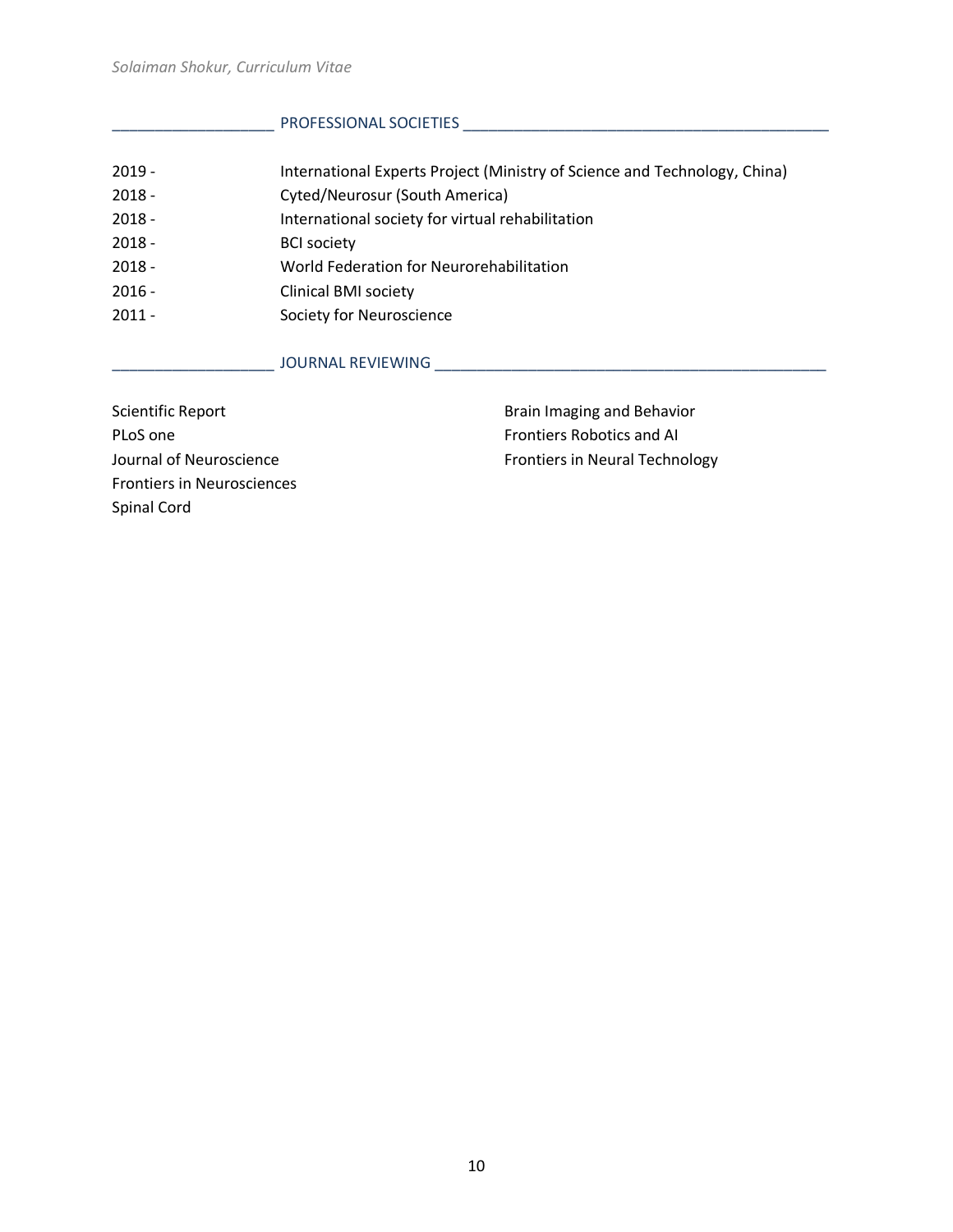## PROFESSIONAL SOCIETIES

| | |
|---|---|
| 2019 - | International Experts Project (Ministry of Science and Technology, China) |
| 2018 - | Cyted/Neurosur (South America) |
| 2018 - | International society for virtual rehabilitation |
| 2018 - | BCI society |
| 2018 - | World Federation for Neurorehabilitation |
| 2016 - | Clinical BMI society |
| 2011 - | Society for Neuroscience |

## JOURNAL REVIEWING

Scientific Report
PLoS one
Journal of Neuroscience
Frontiers in Neurosciences
Spinal Cord
Brain Imaging and Behavior
Frontiers Robotics and AI
Frontiers in Neural Technology